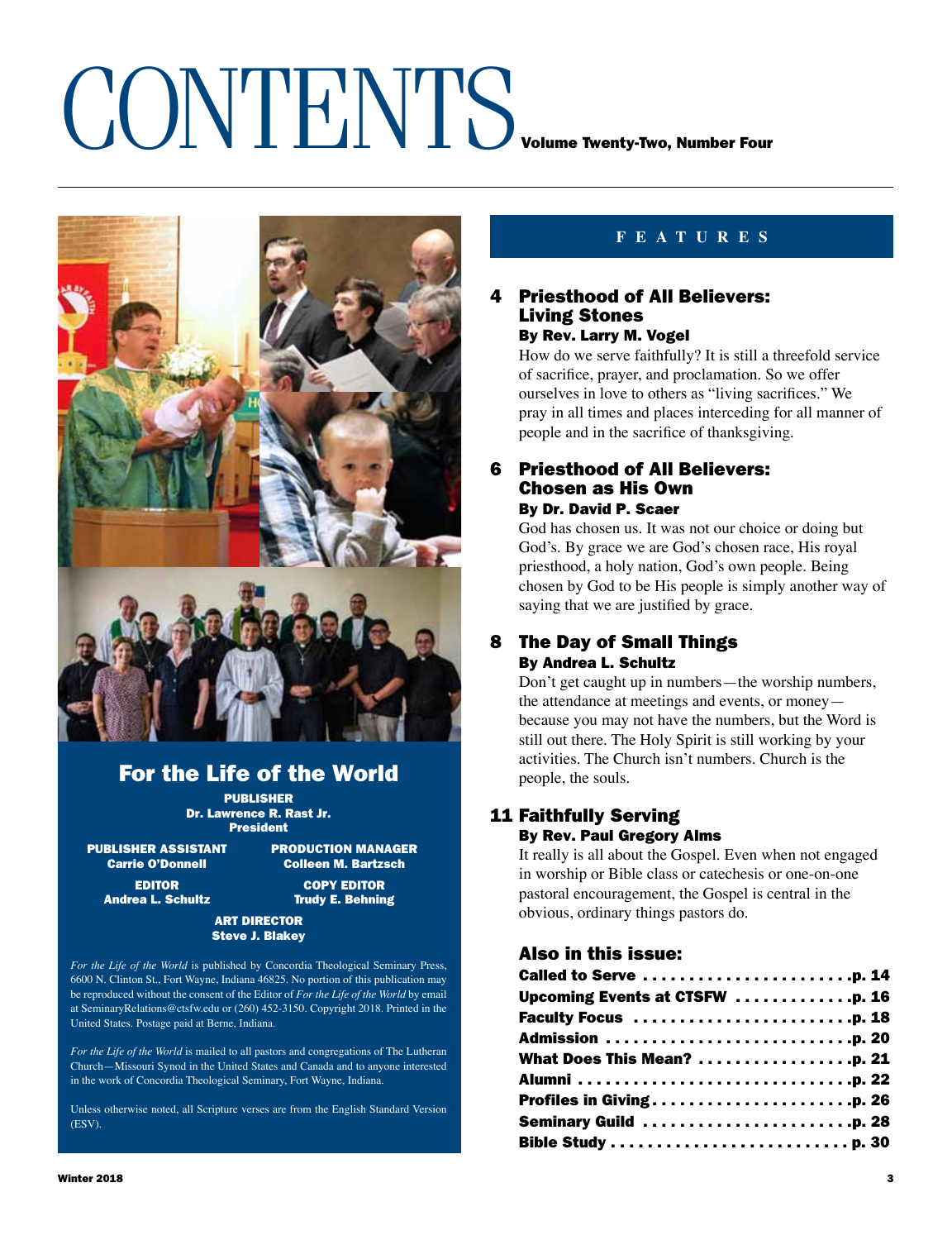# CONTENTS

**Volume Twenty-Two, Number Four**

## For the Life of the World

**PUBLISHER**
**Dr. Lawrence R. Rast Jr.**
**President**

**PUBLISHER ASSISTANT**
**Carrie O'Donnell**

**PRODUCTION MANAGER**
**Colleen M. Bartzsch**

**EDITOR**
**Andrea L. Schultz**

**COPY EDITOR**
**Trudy E. Behning**

**ART DIRECTOR**
**Steve J. Blakey**

*For the Life of the World* is published by Concordia Theological Seminary Press, 6600 N. Clinton St., Fort Wayne, Indiana 46825. No portion of this publication may be reproduced without the consent of the Editor of *For the Life of the World* by email at SeminaryRelations@ctsfw.edu or (260) 452-3150. Copyright 2018. Printed in the United States. Postage paid at Berne, Indiana.

*For the Life of the World* is mailed to all pastors and congregations of The Lutheran Church—Missouri Synod in the United States and Canada and to anyone interested in the work of Concordia Theological Seminary, Fort Wayne, Indiana.

Unless otherwise noted, all Scripture verses are from the English Standard Version (ESV).

## FEATURES

### 4 Priesthood of All Believers: Living Stones
**By Rev. Larry M. Vogel**

How do we serve faithfully? It is still a threefold service of sacrifice, prayer, and proclamation. So we offer ourselves in love to others as "living sacrifices." We pray in all times and places interceding for all manner of people and in the sacrifice of thanksgiving.

### 6 Priesthood of All Believers: Chosen as His Own
**By Dr. David P. Scaer**

God has chosen us. It was not our choice or doing but God's. By grace we are God's chosen race, His royal priesthood, a holy nation, God's own people. Being chosen by God to be His people is simply another way of saying that we are justified by grace.

### 8 The Day of Small Things
**By Andrea L. Schultz**

Don't get caught up in numbers—the worship numbers, the attendance at meetings and events, or money—because you may not have the numbers, but the Word is still out there. The Holy Spirit is still working by your activities. The Church isn't numbers. Church is the people, the souls.

### 11 Faithfully Serving
**By Rev. Paul Gregory Alms**

It really is all about the Gospel. Even when not engaged in worship or Bible class or catechesis or one-on-one pastoral encouragement, the Gospel is central in the obvious, ordinary things pastors do.

### Also in this issue:

**Called to Serve** . . . . . . . . . . . . . . . . . . . . . . . **p. 14**
**Upcoming Events at CTSFW** . . . . . . . . . . . . **p. 16**
**Faculty Focus** . . . . . . . . . . . . . . . . . . . . . . . . **p. 18**
**Admission** . . . . . . . . . . . . . . . . . . . . . . . . . . . **p. 20**
**What Does This Mean?** . . . . . . . . . . . . . . . . . **p. 21**
**Alumni** . . . . . . . . . . . . . . . . . . . . . . . . . . . . . **p. 22**
**Profiles in Giving** . . . . . . . . . . . . . . . . . . . . . . **p. 26**
**Seminary Guild** . . . . . . . . . . . . . . . . . . . . . . . **p. 28**
**Bible Study** . . . . . . . . . . . . . . . . . . . . . . . . . . **p. 30**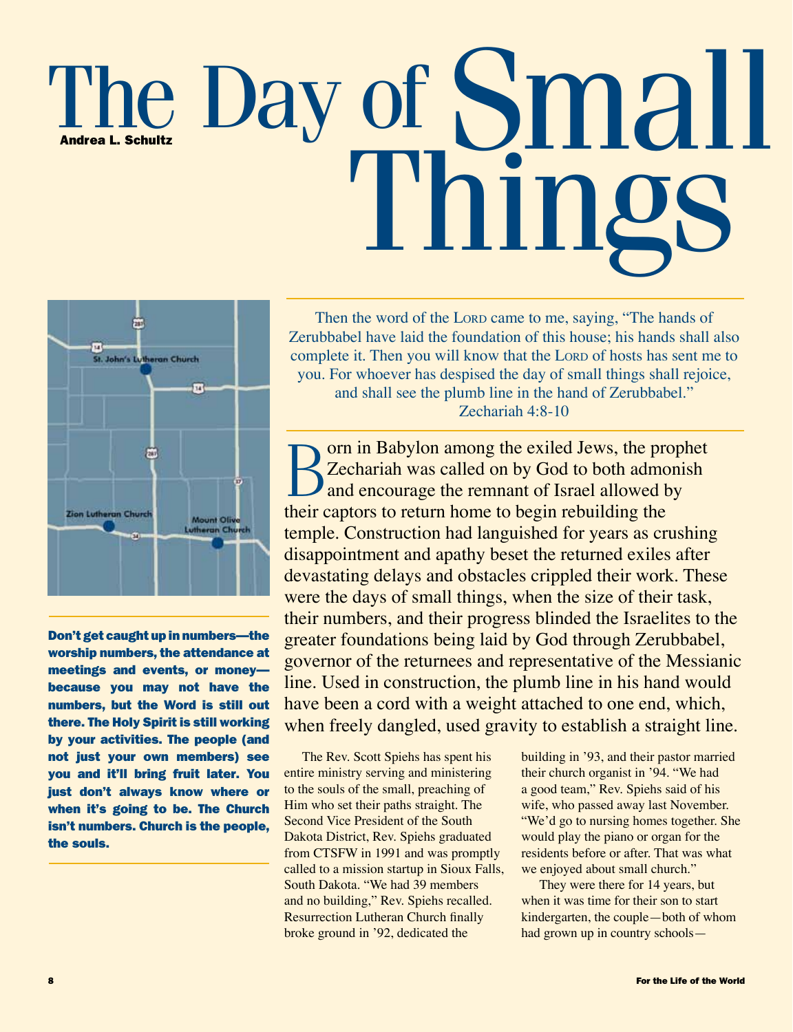# The Day of Small Things

**Andrea L. Schultz**

Then the word of the LORD came to me, saying, "The hands of Zerubbabel have laid the foundation of this house; his hands shall also complete it. Then you will know that the LORD of hosts has sent me to you. For whoever has despised the day of small things shall rejoice, and shall see the plumb line in the hand of Zerubbabel."
Zechariah 4:8-10

Born in Babylon among the exiled Jews, the prophet Zechariah was called on by God to both admonish and encourage the remnant of Israel allowed by their captors to return home to begin rebuilding the temple. Construction had languished for years as crushing disappointment and apathy beset the returned exiles after devastating delays and obstacles crippled their work. These were the days of small things, when the size of their task, their numbers, and their progress blinded the Israelites to the greater foundations being laid by God through Zerubbabel, governor of the returnees and representative of the Messianic line. Used in construction, the plumb line in his hand would have been a cord with a weight attached to one end, which, when freely dangled, used gravity to establish a straight line.

**Don't get caught up in numbers—the worship numbers, the attendance at meetings and events, or money—because you may not have the numbers, but the Word is still out there. The Holy Spirit is still working by your activities. The people (and not just your own members) see you and it'll bring fruit later. You just don't always know where or when it's going to be. The Church isn't numbers. Church is the people, the souls.**

The Rev. Scott Spiehs has spent his entire ministry serving and ministering to the souls of the small, preaching of Him who set their paths straight. The Second Vice President of the South Dakota District, Rev. Spiehs graduated from CTSFW in 1991 and was promptly called to a mission startup in Sioux Falls, South Dakota. "We had 39 members and no building," Rev. Spiehs recalled. Resurrection Lutheran Church finally broke ground in '92, dedicated the building in '93, and their pastor married their church organist in '94. "We had a good team," Rev. Spiehs said of his wife, who passed away last November. "We'd go to nursing homes together. She would play the piano or organ for the residents before or after. That was what we enjoyed about small church."

They were there for 14 years, but when it was time for their son to start kindergarten, the couple—both of whom had grown up in country schools—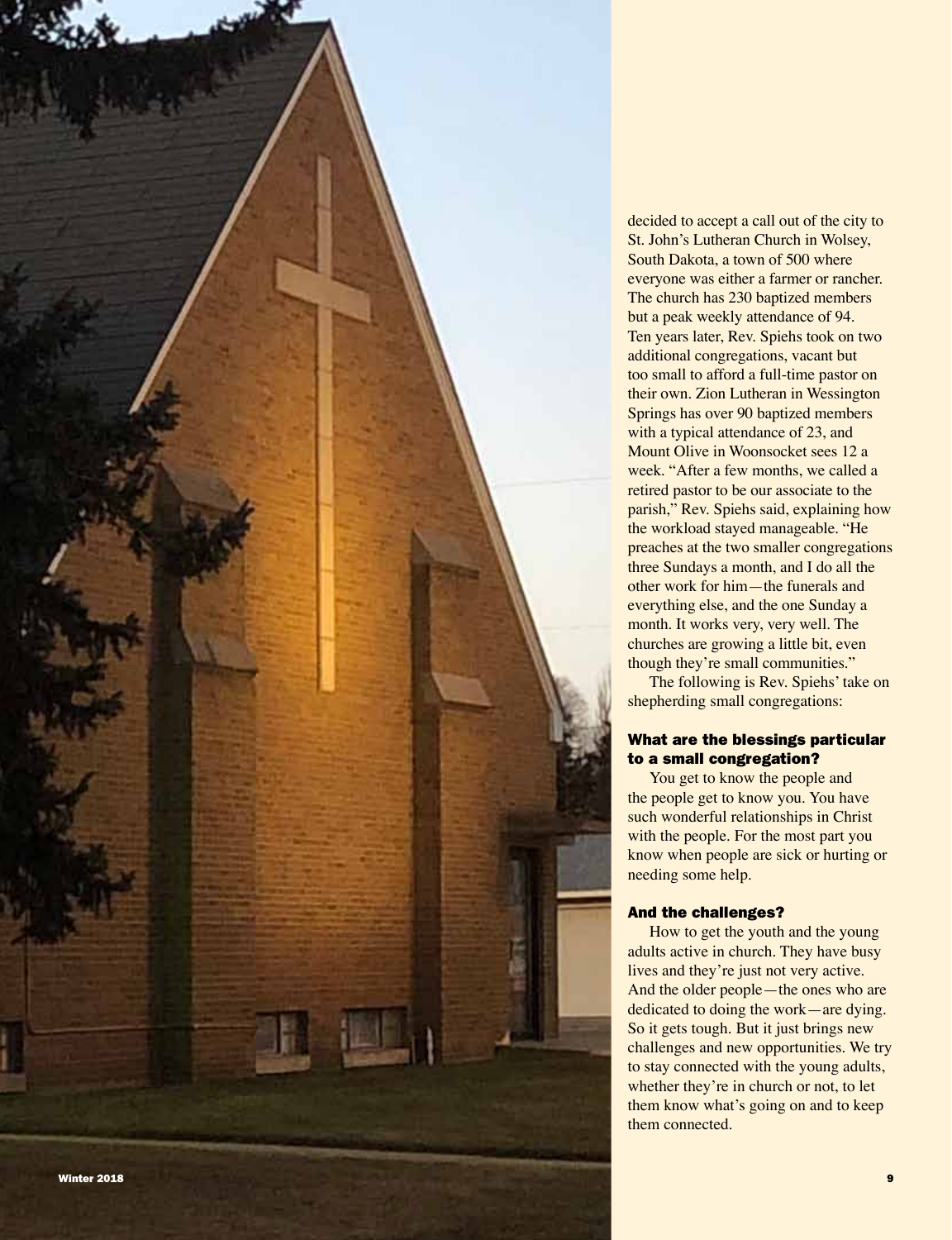decided to accept a call out of the city to St. John's Lutheran Church in Wolsey, South Dakota, a town of 500 where everyone was either a farmer or rancher. The church has 230 baptized members but a peak weekly attendance of 94. Ten years later, Rev. Spiehs took on two additional congregations, vacant but too small to afford a full-time pastor on their own. Zion Lutheran in Wessington Springs has over 90 baptized members with a typical attendance of 23, and Mount Olive in Woonsocket sees 12 a week. "After a few months, we called a retired pastor to be our associate to the parish," Rev. Spiehs said, explaining how the workload stayed manageable. "He preaches at the two smaller congregations three Sundays a month, and I do all the other work for him—the funerals and everything else, and the one Sunday a month. It works very, very well. The churches are growing a little bit, even though they're small communities."

The following is Rev. Spiehs' take on shepherding small congregations:

### What are the blessings particular to a small congregation?

You get to know the people and the people get to know you. You have such wonderful relationships in Christ with the people. For the most part you know when people are sick or hurting or needing some help.

### And the challenges?

How to get the youth and the young adults active in church. They have busy lives and they're just not very active. And the older people—the ones who are dedicated to doing the work—are dying. So it gets tough. But it just brings new challenges and new opportunities. We try to stay connected with the young adults, whether they're in church or not, to let them know what's going on and to keep them connected.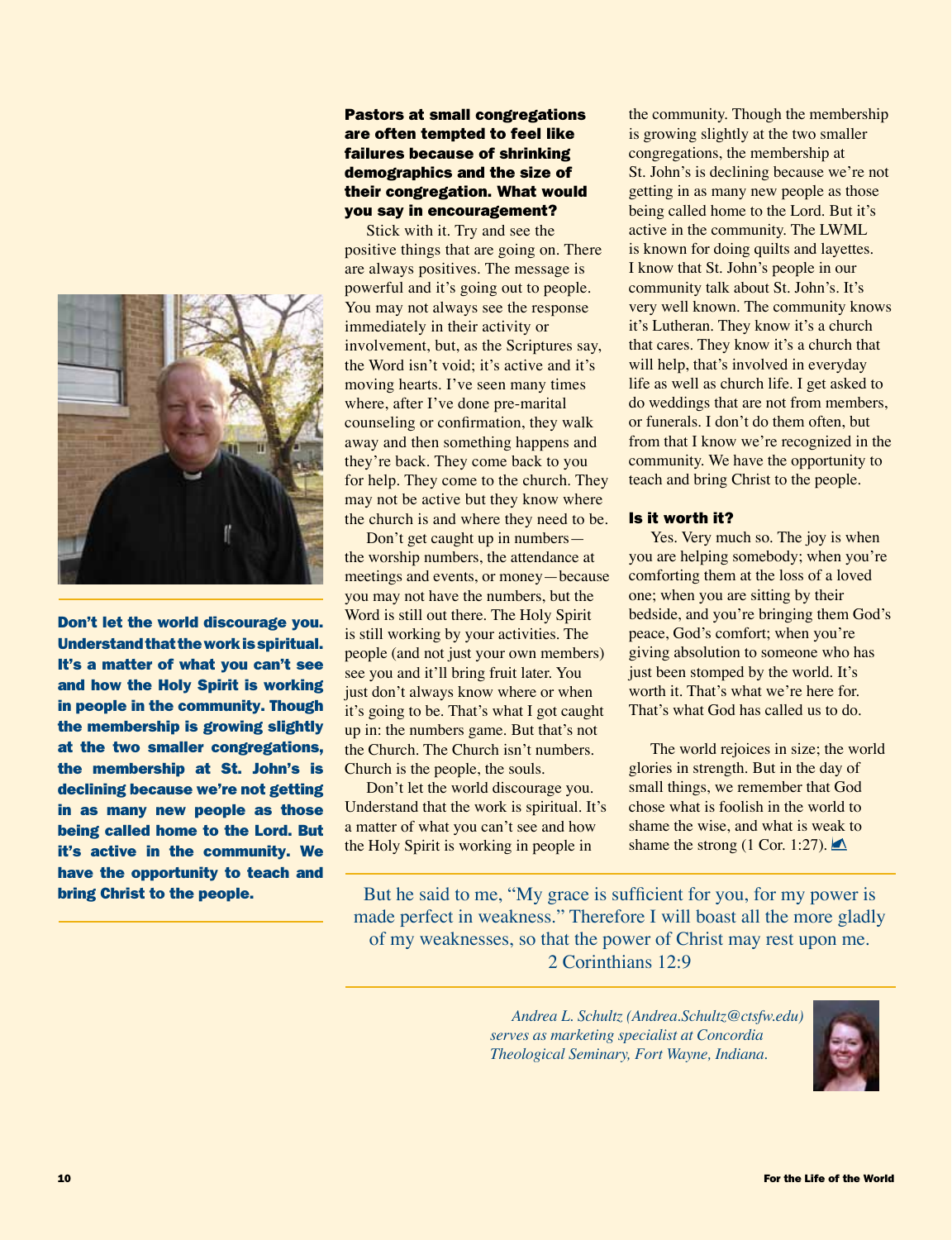**Pastors at small congregations are often tempted to feel like failures because of shrinking demographics and the size of their congregation. What would you say in encouragement?**

Stick with it. Try and see the positive things that are going on. There are always positives. The message is powerful and it's going out to people. You may not always see the response immediately in their activity or involvement, but, as the Scriptures say, the Word isn't void; it's active and it's moving hearts. I've seen many times where, after I've done pre-marital counseling or confirmation, they walk away and then something happens and they're back. They come back to you for help. They come to the church. They may not be active but they know where the church is and where they need to be.

Don't get caught up in numbers—the worship numbers, the attendance at meetings and events, or money—because you may not have the numbers, but the Word is still out there. The Holy Spirit is still working by your activities. The people (and not just your own members) see you and it'll bring fruit later. You just don't always know where or when it's going to be. That's what I got caught up in: the numbers game. But that's not the Church. The Church isn't numbers. Church is the people, the souls.

Don't let the world discourage you. Understand that the work is spiritual. It's a matter of what you can't see and how the Holy Spirit is working in people in the community. Though the membership is growing slightly at the two smaller congregations, the membership at St. John's is declining because we're not getting in as many new people as those being called home to the Lord. But it's active in the community. The LWML is known for doing quilts and layettes. I know that St. John's people in our community talk about St. John's. It's very well known. The community knows it's Lutheran. They know it's a church that cares. They know it's a church that will help, that's involved in everyday life as well as church life. I get asked to do weddings that are not from members, or funerals. I don't do them often, but from that I know we're recognized in the community. We have the opportunity to teach and bring Christ to the people.

**Is it worth it?**

Yes. Very much so. The joy is when you are helping somebody; when you're comforting them at the loss of a loved one; when you are sitting by their bedside, and you're bringing them God's peace, God's comfort; when you're giving absolution to someone who has just been stomped by the world. It's worth it. That's what we're here for. That's what God has called us to do.

The world rejoices in size; the world glories in strength. But in the day of small things, we remember that God chose what is foolish in the world to shame the wise, and what is weak to shame the strong (1 Cor. 1:27).

**Don't let the world discourage you. Understand that the work is spiritual. It's a matter of what you can't see and how the Holy Spirit is working in people in the community. Though the membership is growing slightly at the two smaller congregations, the membership at St. John's is declining because we're not getting in as many new people as those being called home to the Lord. But it's active in the community. We have the opportunity to teach and bring Christ to the people.**

But he said to me, "My grace is sufficient for you, for my power is made perfect in weakness." Therefore I will boast all the more gladly of my weaknesses, so that the power of Christ may rest upon me.
2 Corinthians 12:9

*Andrea L. Schultz (Andrea.Schultz@ctsfw.edu) serves as marketing specialist at Concordia Theological Seminary, Fort Wayne, Indiana.*